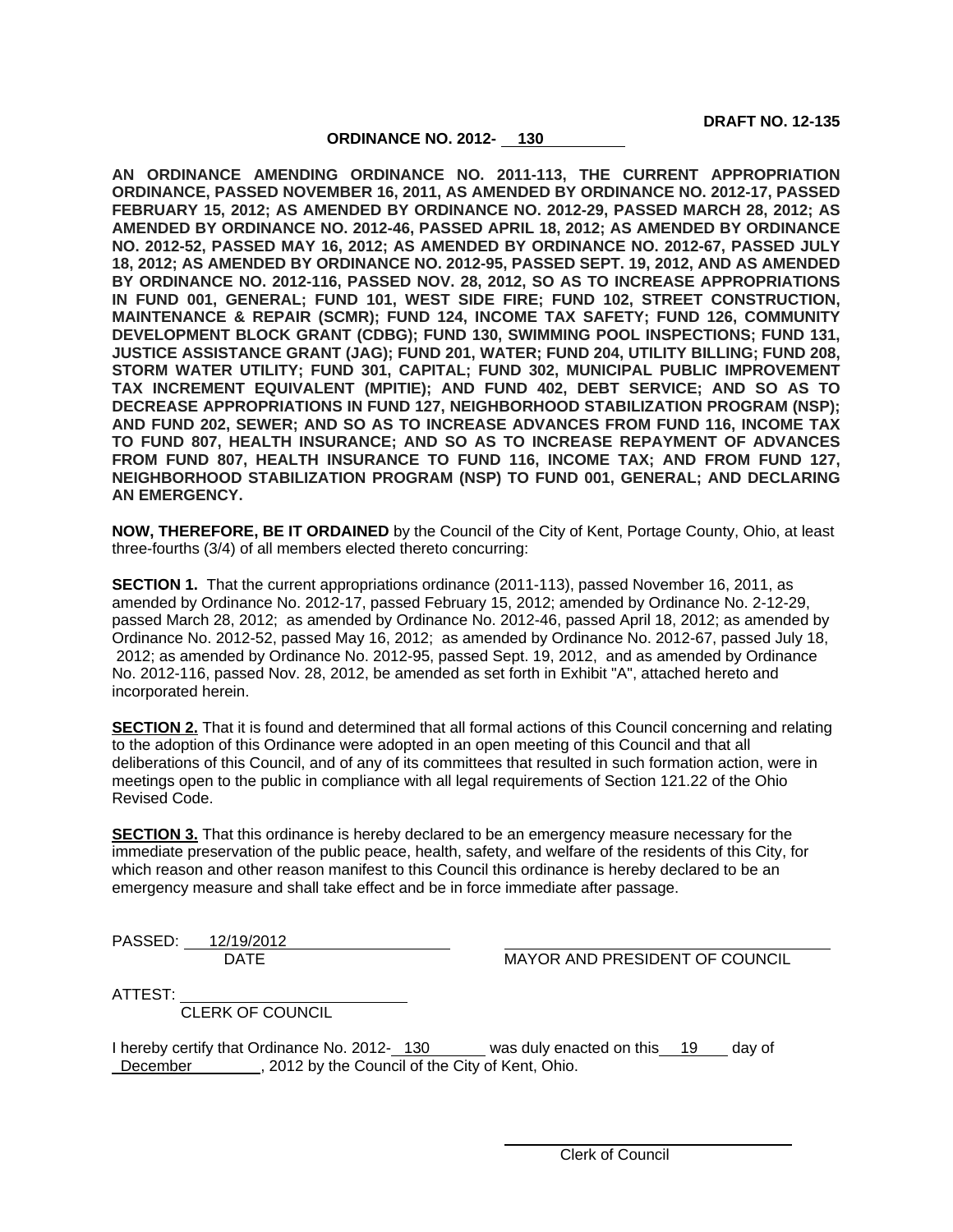**DRAFT NO. 12-135**

**ORDINANCE NO. 2012- 130**

**AN ORDINANCE AMENDING ORDINANCE NO. 2011-113, THE CURRENT APPROPRIATION ORDINANCE, PASSED NOVEMBER 16, 2011, AS AMENDED BY ORDINANCE NO. 2012-17, PASSED FEBRUARY 15, 2012; AS AMENDED BY ORDINANCE NO. 2012-29, PASSED MARCH 28, 2012; AS AMENDED BY ORDINANCE NO. 2012-46, PASSED APRIL 18, 2012; AS AMENDED BY ORDINANCE NO. 2012-52, PASSED MAY 16, 2012; AS AMENDED BY ORDINANCE NO. 2012-67, PASSED JULY 18, 2012; AS AMENDED BY ORDINANCE NO. 2012-95, PASSED SEPT. 19, 2012, AND AS AMENDED BY ORDINANCE NO. 2012-116, PASSED NOV. 28, 2012, SO AS TO INCREASE APPROPRIATIONS IN FUND 001, GENERAL; FUND 101, WEST SIDE FIRE; FUND 102, STREET CONSTRUCTION, MAINTENANCE & REPAIR (SCMR); FUND 124, INCOME TAX SAFETY; FUND 126, COMMUNITY DEVELOPMENT BLOCK GRANT (CDBG); FUND 130, SWIMMING POOL INSPECTIONS; FUND 131, JUSTICE ASSISTANCE GRANT (JAG); FUND 201, WATER; FUND 204, UTILITY BILLING; FUND 208, STORM WATER UTILITY; FUND 301, CAPITAL; FUND 302, MUNICIPAL PUBLIC IMPROVEMENT TAX INCREMENT EQUIVALENT (MPITIE); AND FUND 402, DEBT SERVICE; AND SO AS TO DECREASE APPROPRIATIONS IN FUND 127, NEIGHBORHOOD STABILIZATION PROGRAM (NSP); AND FUND 202, SEWER; AND SO AS TO INCREASE ADVANCES FROM FUND 116, INCOME TAX TO FUND 807, HEALTH INSURANCE; AND SO AS TO INCREASE REPAYMENT OF ADVANCES FROM FUND 807, HEALTH INSURANCE TO FUND 116, INCOME TAX; AND FROM FUND 127, NEIGHBORHOOD STABILIZATION PROGRAM (NSP) TO FUND 001, GENERAL; AND DECLARING AN EMERGENCY.**

**NOW, THEREFORE, BE IT ORDAINED** by the Council of the City of Kent, Portage County, Ohio, at least three-fourths (3/4) of all members elected thereto concurring:

**SECTION 1.** That the current appropriations ordinance (2011-113), passed November 16, 2011, as amended by Ordinance No. 2012-17, passed February 15, 2012; amended by Ordinance No. 2-12-29, passed March 28, 2012; as amended by Ordinance No. 2012-46, passed April 18, 2012; as amended by Ordinance No. 2012-52, passed May 16, 2012; as amended by Ordinance No. 2012-67, passed July 18, 2012; as amended by Ordinance No. 2012-95, passed Sept. 19, 2012, and as amended by Ordinance No. 2012-116, passed Nov. 28, 2012, be amended as set forth in Exhibit "A", attached hereto and incorporated herein.

**SECTION 2.** That it is found and determined that all formal actions of this Council concerning and relating to the adoption of this Ordinance were adopted in an open meeting of this Council and that all deliberations of this Council, and of any of its committees that resulted in such formation action, were in meetings open to the public in compliance with all legal requirements of Section 121.22 of the Ohio Revised Code.

**SECTION 3.** That this ordinance is hereby declared to be an emergency measure necessary for the immediate preservation of the public peace, health, safety, and welfare of the residents of this City, for which reason and other reason manifest to this Council this ordinance is hereby declared to be an emergency measure and shall take effect and be in force immediate after passage.

PASSED: 12/19/2012
DATE

MAYOR AND PRESIDENT OF COUNCIL

ATTEST:
CLERK OF COUNCIL

I hereby certify that Ordinance No. 2012- 130 was duly enacted on this 19 day of December, 2012 by the Council of the City of Kent, Ohio.

Clerk of Council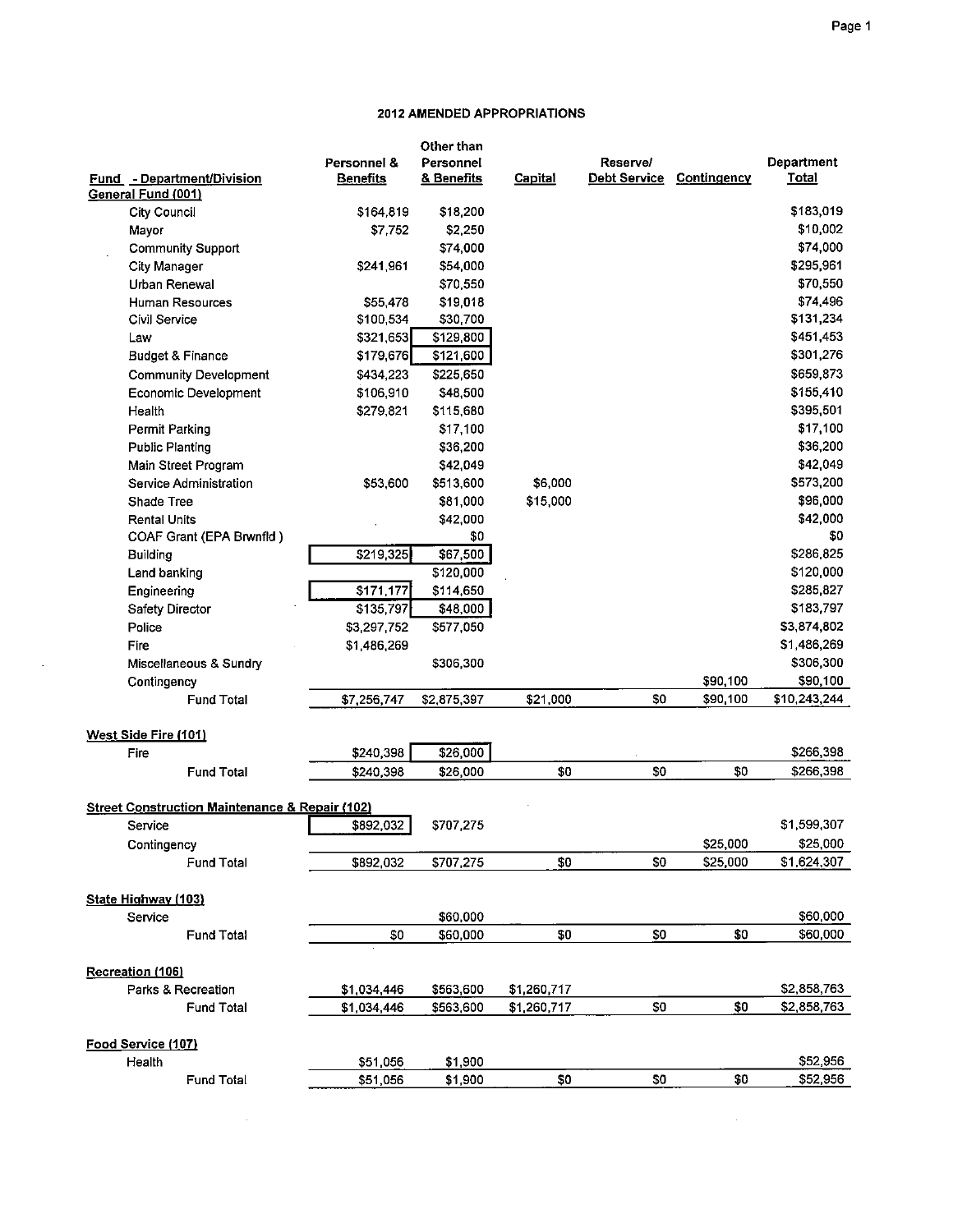## 2012 AMENDED APPROPRIATIONS

| Fund - Department/Division | Personnel & Benefits | Other than Personnel & Benefits | Capital | Reserve/ Debt Service | Contingency | Department Total |
|---|---|---|---|---|---|---|
| **General Fund (001)** | | | | | | |
| City Council | $164,819 | $18,200 | | | | $183,019 |
| Mayor | $7,752 | $2,250 | | | | $10,002 |
| Community Support | | $74,000 | | | | $74,000 |
| City Manager | $241,961 | $54,000 | | | | $295,961 |
| Urban Renewal | | $70,550 | | | | $70,550 |
| Human Resources | $55,478 | $19,018 | | | | $74,496 |
| Civil Service | $100,534 | $30,700 | | | | $131,234 |
| Law | $321,653 | $129,800 | | | | $451,453 |
| Budget & Finance | $179,676 | $121,600 | | | | $301,276 |
| Community Development | $434,223 | $225,650 | | | | $659,873 |
| Economic Development | $106,910 | $48,500 | | | | $155,410 |
| Health | $279,821 | $115,680 | | | | $395,501 |
| Permit Parking | | $17,100 | | | | $17,100 |
| Public Planting | | $36,200 | | | | $36,200 |
| Main Street Program | | $42,049 | | | | $42,049 |
| Service Administration | $53,600 | $513,600 | $6,000 | | | $573,200 |
| Shade Tree | | $81,000 | $15,000 | | | $96,000 |
| Rental Units | | $42,000 | | | | $42,000 |
| COAF Grant (EPA Brwnfld ) | | $0 | | | | $0 |
| Building | $219,325 | $67,500 | | | | $286,825 |
| Land banking | | $120,000 | | | | $120,000 |
| Engineering | $171,177 | $114,650 | | | | $285,827 |
| Safety Director | $135,797 | $48,000 | | | | $183,797 |
| Police | $3,297,752 | $577,050 | | | | $3,874,802 |
| Fire | $1,486,269 | | | | | $1,486,269 |
| Miscellaneous & Sundry | | $306,300 | | | | $306,300 |
| Contingency | | | | | $90,100 | $90,100 |
| Fund Total | $7,256,747 | $2,875,397 | $21,000 | $0 | $90,100 | $10,243,244 |
| **West Side Fire (101)** | | | | | | |
| Fire | $240,398 | $26,000 | | | | $266,398 |
| Fund Total | $240,398 | $26,000 | $0 | $0 | $0 | $266,398 |
| **Street Construction Maintenance & Repair (102)** | | | | | | |
| Service | $892,032 | $707,275 | | | | $1,599,307 |
| Contingency | | | | | $25,000 | $25,000 |
| Fund Total | $892,032 | $707,275 | $0 | $0 | $25,000 | $1,624,307 |
| **State Highway (103)** | | | | | | |
| Service | | $60,000 | | | | $60,000 |
| Fund Total | $0 | $60,000 | $0 | $0 | $0 | $60,000 |
| **Recreation (106)** | | | | | | |
| Parks & Recreation | $1,034,446 | $563,600 | $1,260,717 | | | $2,858,763 |
| Fund Total | $1,034,446 | $563,600 | $1,260,717 | $0 | $0 | $2,858,763 |
| **Food Service (107)** | | | | | | |
| Health | $51,056 | $1,900 | | | | $52,956 |
| Fund Total | $51,056 | $1,900 | $0 | $0 | $0 | $52,956 |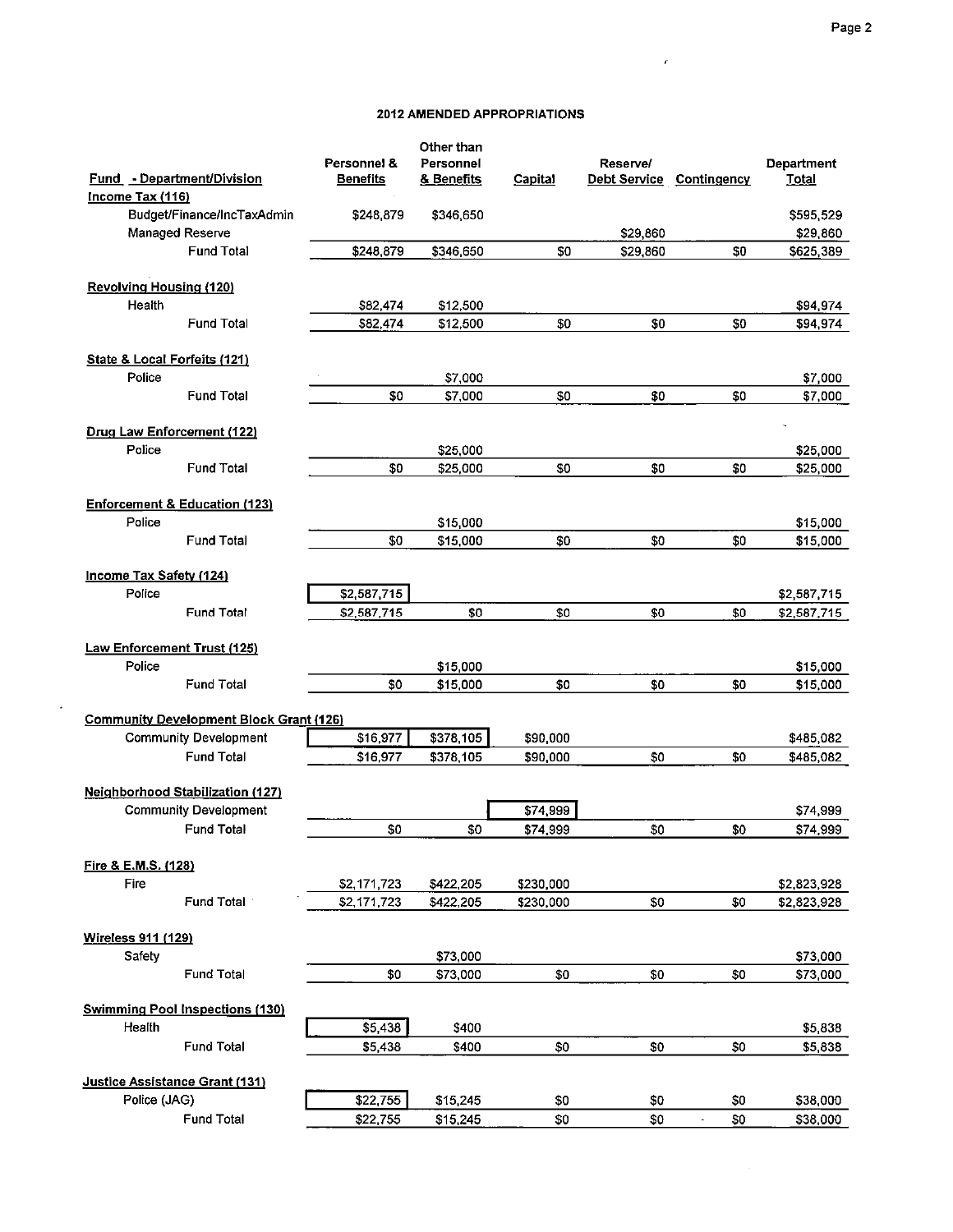## 2012 AMENDED APPROPRIATIONS

| Fund - Department/Division | Personnel & Benefits | Other than Personnel & Benefits | Capital | Reserve/ Debt Service | Contingency | Department Total |
|---|---|---|---|---|---|---|
| **Income Tax (116)** | | | | | | |
| Budget/Finance/IncTaxAdmin | $248,879 | $346,650 | | | | $595,529 |
| Managed Reserve | | | | $29,860 | | $29,860 |
| Fund Total | $248,879 | $346,650 | $0 | $29,860 | $0 | $625,389 |
| **Revolving Housing (120)** | | | | | | |
| Health | $82,474 | $12,500 | | | | $94,974 |
| Fund Total | $82,474 | $12,500 | $0 | $0 | $0 | $94,974 |
| **State & Local Forfeits (121)** | | | | | | |
| Police | | $7,000 | | | | $7,000 |
| Fund Total | $0 | $7,000 | $0 | $0 | $0 | $7,000 |
| **Drug Law Enforcement (122)** | | | | | | |
| Police | | $25,000 | | | | $25,000 |
| Fund Total | $0 | $25,000 | $0 | $0 | $0 | $25,000 |
| **Enforcement & Education (123)** | | | | | | |
| Police | | $15,000 | | | | $15,000 |
| Fund Total | $0 | $15,000 | $0 | $0 | $0 | $15,000 |
| **Income Tax Safety (124)** | | | | | | |
| Police | $2,587,715 | | | | | $2,587,715 |
| Fund Total | $2,587,715 | $0 | $0 | $0 | $0 | $2,587,715 |
| **Law Enforcement Trust (125)** | | | | | | |
| Police | | $15,000 | | | | $15,000 |
| Fund Total | $0 | $15,000 | $0 | $0 | $0 | $15,000 |
| **Community Development Block Grant (126)** | | | | | | |
| Community Development | $16,977 | $378,105 | $90,000 | | | $485,082 |
| Fund Total | $16,977 | $378,105 | $90,000 | $0 | $0 | $485,082 |
| **Neighborhood Stabilization (127)** | | | | | | |
| Community Development | | | $74,999 | | | $74,999 |
| Fund Total | $0 | $0 | $74,999 | $0 | $0 | $74,999 |
| **Fire & E.M.S. (128)** | | | | | | |
| Fire | $2,171,723 | $422,205 | $230,000 | | | $2,823,928 |
| Fund Total | $2,171,723 | $422,205 | $230,000 | $0 | $0 | $2,823,928 |
| **Wireless 911 (129)** | | | | | | |
| Safety | | $73,000 | | | | $73,000 |
| Fund Total | $0 | $73,000 | $0 | $0 | $0 | $73,000 |
| **Swimming Pool Inspections (130)** | | | | | | |
| Health | $5,438 | $400 | | | | $5,838 |
| Fund Total | $5,438 | $400 | $0 | $0 | $0 | $5,838 |
| **Justice Assistance Grant (131)** | | | | | | |
| Police (JAG) | $22,755 | $15,245 | $0 | $0 | $0 | $38,000 |
| Fund Total | $22,755 | $15,245 | $0 | $0 | $0 | $38,000 |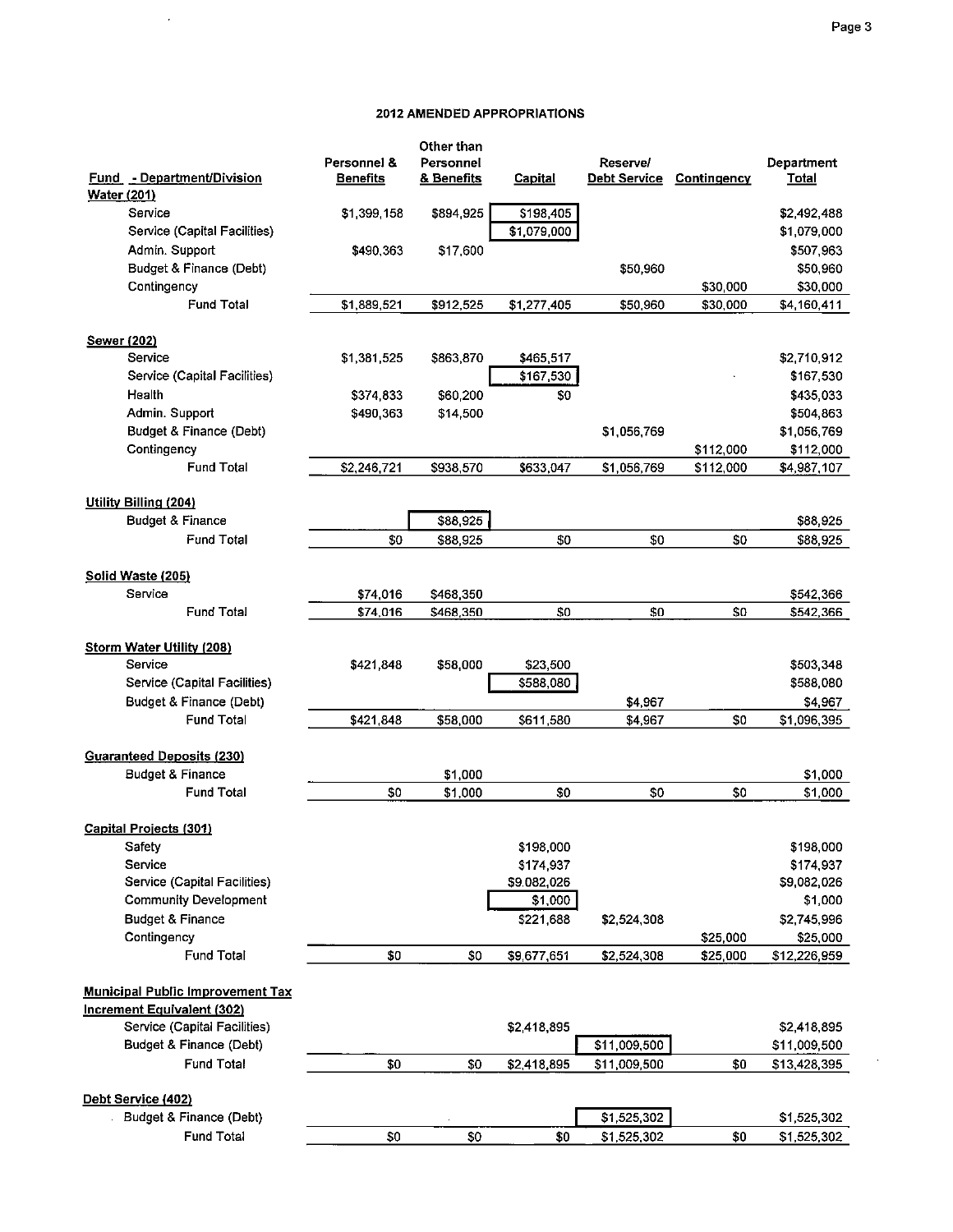## 2012 AMENDED APPROPRIATIONS

| Fund - Department/Division | Personnel & Benefits | Other than Personnel & Benefits | Capital | Reserve/ Debt Service | Contingency | Department Total |
|---|---|---|---|---|---|---|
| **Water (201)** | | | | | | |
| Service | $1,399,158 | $894,925 | $198,405 | | | $2,492,488 |
| Service (Capital Facilities) | | | $1,079,000 | | | $1,079,000 |
| Admin. Support | $490,363 | $17,600 | | | | $507,963 |
| Budget & Finance (Debt) | | | | $50,960 | | $50,960 |
| Contingency | | | | | $30,000 | $30,000 |
| Fund Total | $1,889,521 | $912,525 | $1,277,405 | $50,960 | $30,000 | $4,160,411 |
| **Sewer (202)** | | | | | | |
| Service | $1,381,525 | $863,870 | $465,517 | | | $2,710,912 |
| Service (Capital Facilities) | | | $167,530 | | | $167,530 |
| Health | $374,833 | $60,200 | $0 | | | $435,033 |
| Admin. Support | $490,363 | $14,500 | | | | $504,863 |
| Budget & Finance (Debt) | | | | $1,056,769 | | $1,056,769 |
| Contingency | | | | | $112,000 | $112,000 |
| Fund Total | $2,246,721 | $938,570 | $633,047 | $1,056,769 | $112,000 | $4,987,107 |
| **Utility Billing (204)** | | | | | | |
| Budget & Finance | | $88,925 | | | | $88,925 |
| Fund Total | $0 | $88,925 | $0 | $0 | $0 | $88,925 |
| **Solid Waste (205)** | | | | | | |
| Service | $74,016 | $468,350 | | | | $542,366 |
| Fund Total | $74,016 | $468,350 | $0 | $0 | $0 | $542,366 |
| **Storm Water Utility (208)** | | | | | | |
| Service | $421,848 | $58,000 | $23,500 | | | $503,348 |
| Service (Capital Facilities) | | | $588,080 | | | $588,080 |
| Budget & Finance (Debt) | | | | $4,967 | | $4,967 |
| Fund Total | $421,848 | $58,000 | $611,580 | $4,967 | $0 | $1,096,395 |
| **Guaranteed Deposits (230)** | | | | | | |
| Budget & Finance | | $1,000 | | | | $1,000 |
| Fund Total | $0 | $1,000 | $0 | $0 | $0 | $1,000 |
| **Capital Projects (301)** | | | | | | |
| Safety | | | $198,000 | | | $198,000 |
| Service | | | $174,937 | | | $174,937 |
| Service (Capital Facilities) | | | $9,082,026 | | | $9,082,026 |
| Community Development | | | $1,000 | | | $1,000 |
| Budget & Finance | | | $221,688 | $2,524,308 | | $2,745,996 |
| Contingency | | | | | $25,000 | $25,000 |
| Fund Total | $0 | $0 | $9,677,651 | $2,524,308 | $25,000 | $12,226,959 |
| **Municipal Public Improvement Tax Increment Equivalent (302)** | | | | | | |
| Service (Capital Facilities) | | | $2,418,895 | | | $2,418,895 |
| Budget & Finance (Debt) | | | | $11,009,500 | | $11,009,500 |
| Fund Total | $0 | $0 | $2,418,895 | $11,009,500 | $0 | $13,428,395 |
| **Debt Service (402)** | | | | | | |
| Budget & Finance (Debt) | | | | $1,525,302 | | $1,525,302 |
| Fund Total | $0 | $0 | $0 | $1,525,302 | $0 | $1,525,302 |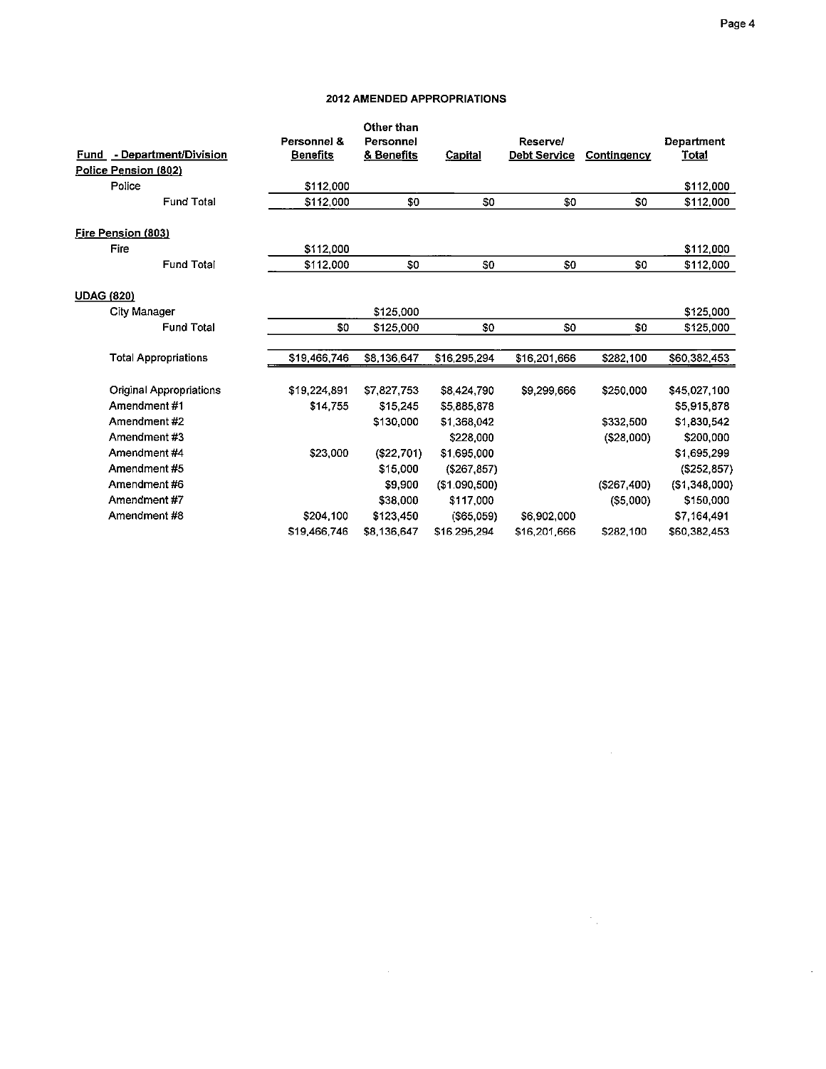## 2012 AMENDED APPROPRIATIONS

| Fund - Department/Division | Personnel & Benefits | Other than Personnel & Benefits | Capital | Reserve/ Debt Service | Contingency | Department Total |
|---|---|---|---|---|---|---|
| **Police Pension (802)** | | | | | | |
| Police | $112,000 | | | | | $112,000 |
| Fund Total | $112,000 | $0 | $0 | $0 | $0 | $112,000 |
| **Fire Pension (803)** | | | | | | |
| Fire | $112,000 | | | | | $112,000 |
| Fund Total | $112,000 | $0 | $0 | $0 | $0 | $112,000 |
| **UDAG (820)** | | | | | | |
| City Manager | | $125,000 | | | | $125,000 |
| Fund Total | $0 | $125,000 | $0 | $0 | $0 | $125,000 |
| Total Appropriations | $19,466,746 | $8,136,647 | $16,295,294 | $16,201,666 | $282,100 | $60,382,453 |
| Original Appropriations | $19,224,891 | $7,827,753 | $8,424,790 | $9,299,666 | $250,000 | $45,027,100 |
| Amendment #1 | $14,755 | $15,245 | $5,885,878 | | | $5,915,878 |
| Amendment #2 | | $130,000 | $1,368,042 | | $332,500 | $1,830,542 |
| Amendment #3 | | | $228,000 | | ($28,000) | $200,000 |
| Amendment #4 | $23,000 | ($22,701) | $1,695,000 | | | $1,695,299 |
| Amendment #5 | | $15,000 | ($267,857) | | | ($252,857) |
| Amendment #6 | | $9,900 | ($1,090,500) | | ($267,400) | ($1,348,000) |
| Amendment #7 | | $38,000 | $117,000 | | ($5,000) | $150,000 |
| Amendment #8 | $204,100 | $123,450 | ($65,059) | $6,902,000 | | $7,164,491 |
| | $19,466,746 | $8,136,647 | $16,295,294 | $16,201,666 | $282,100 | $60,382,453 |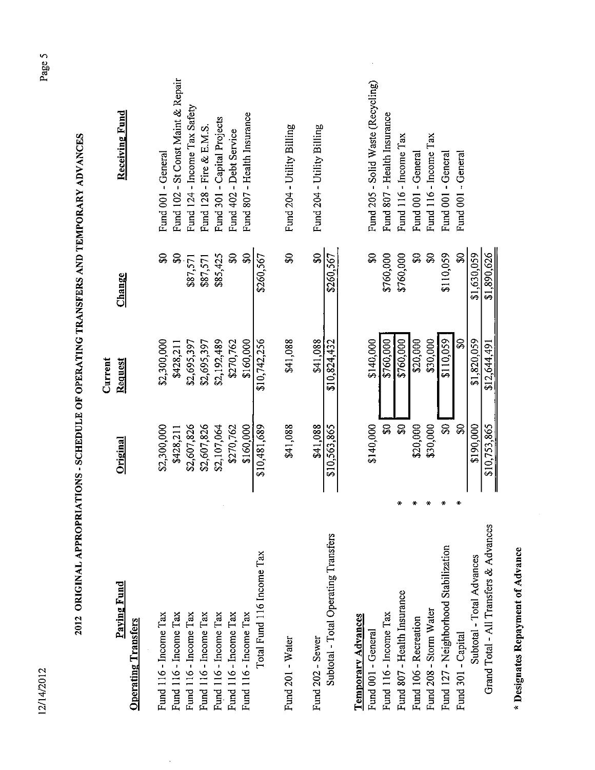# 2012 ORIGINAL APPROPRIATIONS - SCHEDULE OF OPERATING TRANSFERS AND TEMPORARY ADVANCES

| Paying Fund | | Original | Current Request | Change | Receiving Fund |
|---|---|---|---|---|---|
| **Operating Transfers** | | | | | |
| Fund 116 - Income Tax | | $2,300,000 | $2,300,000 | $0 | Fund 001 - General |
| Fund 116 - Income Tax | | $428,211 | $428,211 | $0 | Fund 102 - St Const Maint & Repair |
| Fund 116 - Income Tax | | $2,607,826 | $2,695,397 | $87,571 | Fund 124 - Income Tax Safety |
| Fund 116 - Income Tax | | $2,607,826 | $2,695,397 | $87,571 | Fund 128 - Fire & E.M.S. |
| Fund 116 - Income Tax | | $2,107,064 | $2,192,489 | $85,425 | Fund 301 - Capital Projects |
| Fund 116 - Income Tax | | $270,762 | $270,762 | $0 | Fund 402 - Debt Service |
| Fund 116 - Income Tax | | $160,000 | $160,000 | $0 | Fund 807 - Health Insurance |
| Total Fund 116 Income Tax | | $10,481,689 | $10,742,256 | $260,567 | |
| Fund 201 - Water | | $41,088 | $41,088 | $0 | Fund 204 - Utility Billing |
| Fund 202 - Sewer | | $41,088 | $41,088 | $0 | Fund 204 - Utility Billing |
| Subtotal - Total Operating Transfers | | $10,563,865 | $10,824,432 | $260,567 | |
| **Temporary Advances** | | | | | |
| Fund 001 - General | | $140,000 | $140,000 | $0 | Fund 205 - Solid Waste (Recycling) |
| Fund 116 - Income Tax | | $0 | $760,000 | $760,000 | Fund 807 - Health Insurance |
| Fund 807 - Health Insurance | * | $0 | $760,000 | $760,000 | Fund 116 - Income Tax |
| Fund 106 - Recreation | * | $20,000 | $20,000 | $0 | Fund 001 - General |
| Fund 208 - Storm Water | * | $30,000 | $30,000 | $0 | Fund 116 - Income Tax |
| Fund 127 - Neighborhood Stabilization | * | $0 | $110,059 | $110,059 | Fund 001 - General |
| Fund 301 - Capital | * | $0 | $0 | $0 | Fund 001 - General |
| Subtotal - Total Advances | | $190,000 | $1,820,059 | $1,630,059 | |
| Grand Total - All Transfers & Advances | | $10,753,865 | $12,644,491 | $1,890,626 | |

**\* Designates Repayment of Advance**